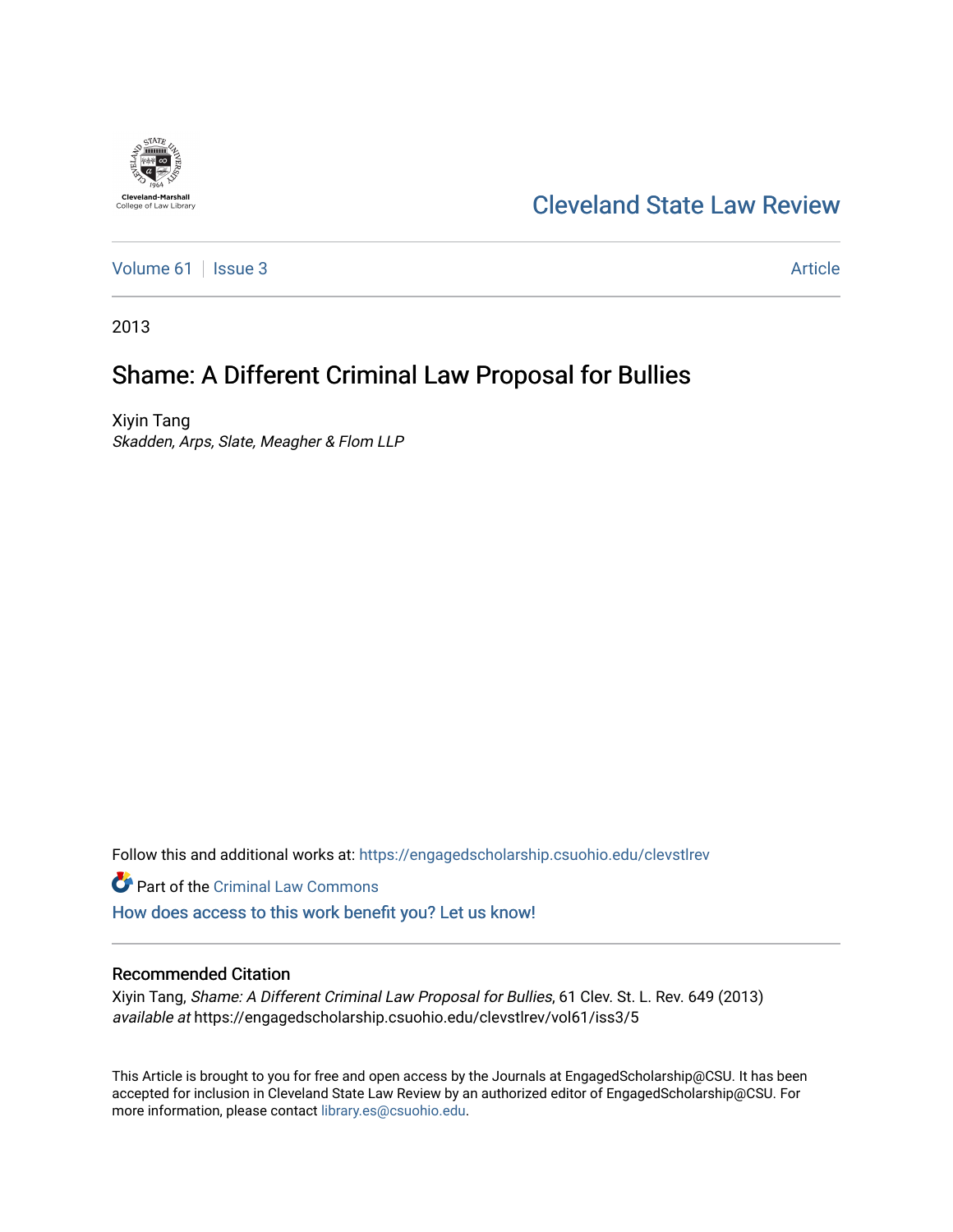Cleveland-Marshall College of Law Library

# Cleveland State Law Review

Volume 61 | Issue 3 — Article

2013

## Shame: A Different Criminal Law Proposal for Bullies

Xiyin Tang
*Skadden, Arps, Slate, Meagher & Flom LLP*

Follow this and additional works at: https://engagedscholarship.csuohio.edu/clevstlrev

Part of the Criminal Law Commons

How does access to this work benefit you? Let us know!

### Recommended Citation

Xiyin Tang, *Shame: A Different Criminal Law Proposal for Bullies*, 61 Clev. St. L. Rev. 649 (2013) *available at* https://engagedscholarship.csuohio.edu/clevstlrev/vol61/iss3/5

This Article is brought to you for free and open access by the Journals at EngagedScholarship@CSU. It has been accepted for inclusion in Cleveland State Law Review by an authorized editor of EngagedScholarship@CSU. For more information, please contact library.es@csuohio.edu.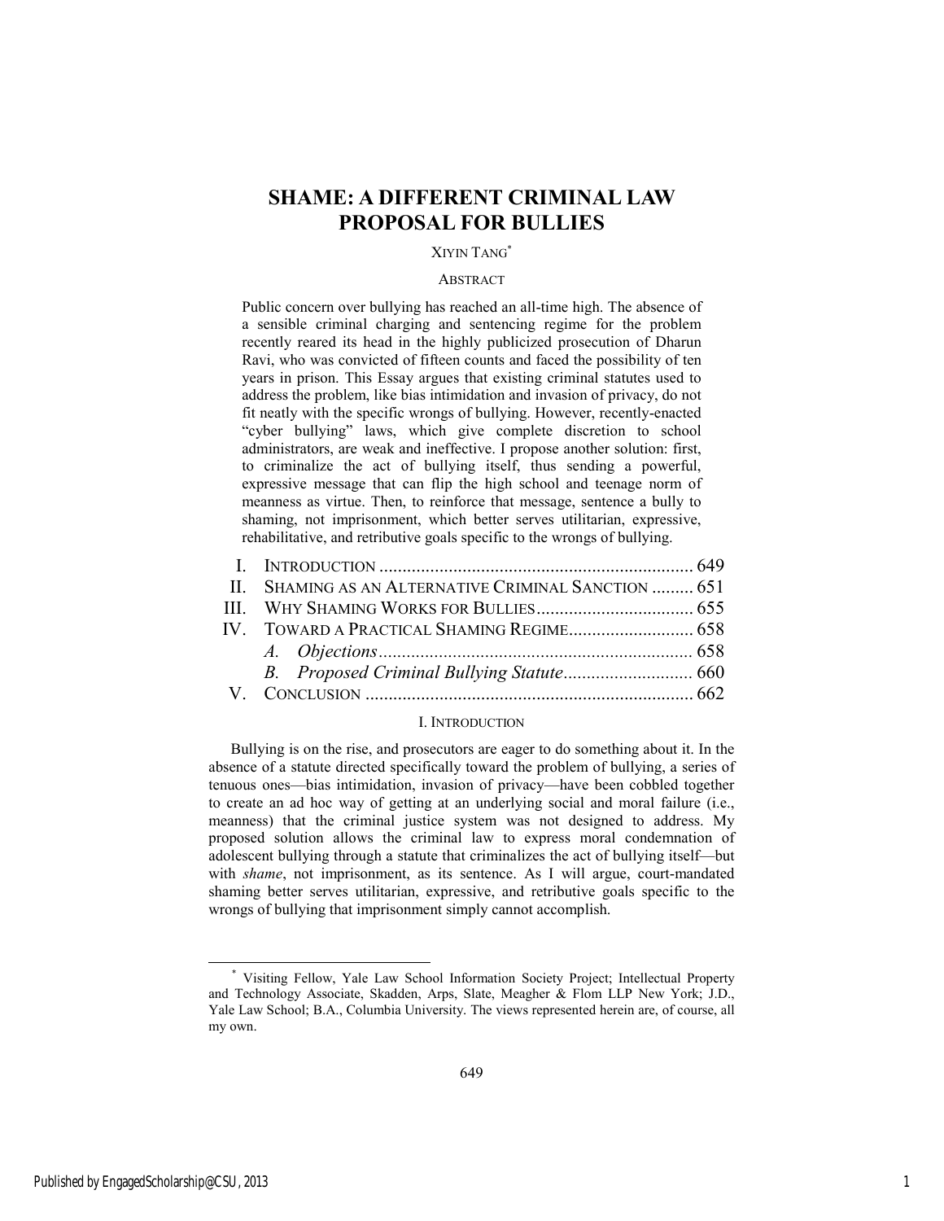# SHAME: A DIFFERENT CRIMINAL LAW PROPOSAL FOR BULLIES

XIYIN TANG*

ABSTRACT

Public concern over bullying has reached an all-time high. The absence of a sensible criminal charging and sentencing regime for the problem recently reared its head in the highly publicized prosecution of Dharun Ravi, who was convicted of fifteen counts and faced the possibility of ten years in prison. This Essay argues that existing criminal statutes used to address the problem, like bias intimidation and invasion of privacy, do not fit neatly with the specific wrongs of bullying. However, recently-enacted "cyber bullying" laws, which give complete discretion to school administrators, are weak and ineffective. I propose another solution: first, to criminalize the act of bullying itself, thus sending a powerful, expressive message that can flip the high school and teenage norm of meanness as virtue. Then, to reinforce that message, sentence a bully to shaming, not imprisonment, which better serves utilitarian, expressive, rehabilitative, and retributive goals specific to the wrongs of bullying.

I. INTRODUCTION ..... 649
II. SHAMING AS AN ALTERNATIVE CRIMINAL SANCTION ..... 651
III. WHY SHAMING WORKS FOR BULLIES ..... 655
IV. TOWARD A PRACTICAL SHAMING REGIME ..... 658
  *A. Objections* ..... 658
  *B. Proposed Criminal Bullying Statute* ..... 660
V. CONCLUSION ..... 662

## I. INTRODUCTION

Bullying is on the rise, and prosecutors are eager to do something about it. In the absence of a statute directed specifically toward the problem of bullying, a series of tenuous ones—bias intimidation, invasion of privacy—have been cobbled together to create an ad hoc way of getting at an underlying social and moral failure (i.e., meanness) that the criminal justice system was not designed to address. My proposed solution allows the criminal law to express moral condemnation of adolescent bullying through a statute that criminalizes the act of bullying itself—but with *shame*, not imprisonment, as its sentence. As I will argue, court-mandated shaming better serves utilitarian, expressive, and retributive goals specific to the wrongs of bullying that imprisonment simply cannot accomplish.

---

* Visiting Fellow, Yale Law School Information Society Project; Intellectual Property and Technology Associate, Skadden, Arps, Slate, Meagher & Flom LLP New York; J.D., Yale Law School; B.A., Columbia University. The views represented herein are, of course, all my own.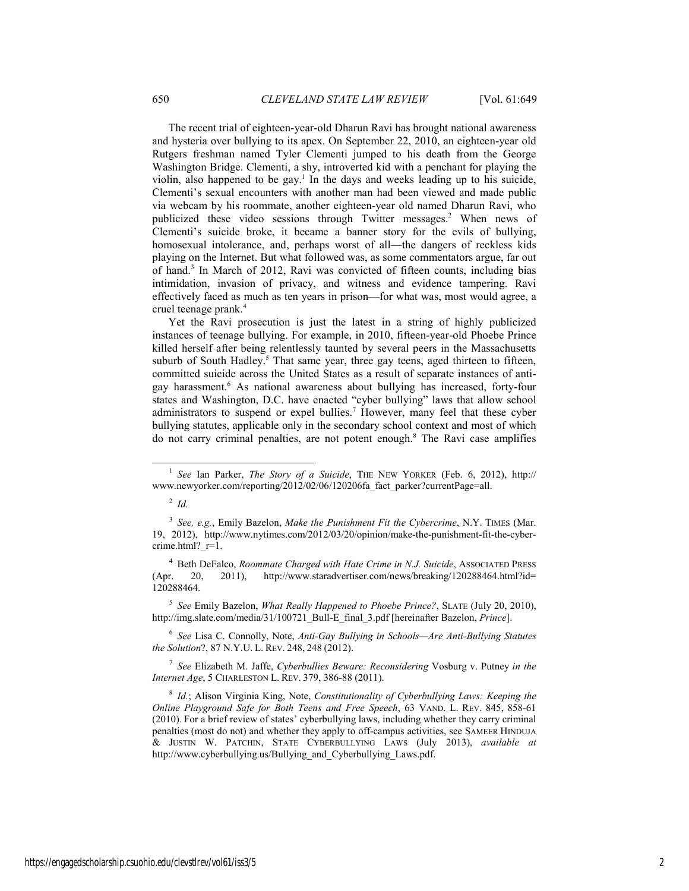The recent trial of eighteen-year-old Dharun Ravi has brought national awareness and hysteria over bullying to its apex. On September 22, 2010, an eighteen-year old Rutgers freshman named Tyler Clementi jumped to his death from the George Washington Bridge. Clementi, a shy, introverted kid with a penchant for playing the violin, also happened to be gay.[1] In the days and weeks leading up to his suicide, Clementi's sexual encounters with another man had been viewed and made public via webcam by his roommate, another eighteen-year old named Dharun Ravi, who publicized these video sessions through Twitter messages.[2] When news of Clementi's suicide broke, it became a banner story for the evils of bullying, homosexual intolerance, and, perhaps worst of all—the dangers of reckless kids playing on the Internet. But what followed was, as some commentators argue, far out of hand.[3] In March of 2012, Ravi was convicted of fifteen counts, including bias intimidation, invasion of privacy, and witness and evidence tampering. Ravi effectively faced as much as ten years in prison—for what was, most would agree, a cruel teenage prank.[4]

Yet the Ravi prosecution is just the latest in a string of highly publicized instances of teenage bullying. For example, in 2010, fifteen-year-old Phoebe Prince killed herself after being relentlessly taunted by several peers in the Massachusetts suburb of South Hadley.[5] That same year, three gay teens, aged thirteen to fifteen, committed suicide across the United States as a result of separate instances of anti-gay harassment.[6] As national awareness about bullying has increased, forty-four states and Washington, D.C. have enacted "cyber bullying" laws that allow school administrators to suspend or expel bullies.[7] However, many feel that these cyber bullying statutes, applicable only in the secondary school context and most of which do not carry criminal penalties, are not potent enough.[8] The Ravi case amplifies

---

[1] *See* Ian Parker, *The Story of a Suicide*, THE NEW YORKER (Feb. 6, 2012), http://www.newyorker.com/reporting/2012/02/06/120206fa_fact_parker?currentPage=all.

[2] *Id.*

[3] *See, e.g.*, Emily Bazelon, *Make the Punishment Fit the Cybercrime*, N.Y. TIMES (Mar. 19, 2012), http://www.nytimes.com/2012/03/20/opinion/make-the-punishment-fit-the-cyber-crime.html?_r=1.

[4] Beth DeFalco, *Roommate Charged with Hate Crime in N.J. Suicide*, ASSOCIATED PRESS (Apr. 20, 2011), http://www.staradvertiser.com/news/breaking/120288464.html?id=120288464.

[5] *See* Emily Bazelon, *What Really Happened to Phoebe Prince?*, SLATE (July 20, 2010), http://img.slate.com/media/31/100721_Bull-E_final_3.pdf [hereinafter Bazelon, *Prince*].

[6] *See* Lisa C. Connolly, Note, *Anti-Gay Bullying in Schools—Are Anti-Bullying Statutes the Solution*?, 87 N.Y.U. L. REV. 248, 248 (2012).

[7] *See* Elizabeth M. Jaffe, *Cyberbullies Beware: Reconsidering* Vosburg v. Putney *in the Internet Age*, 5 CHARLESTON L. REV. 379, 386-88 (2011).

[8] *Id.*; Alison Virginia King, Note, *Constitutionality of Cyberbullying Laws: Keeping the Online Playground Safe for Both Teens and Free Speech*, 63 VAND. L. REV. 845, 858-61 (2010). For a brief review of states' cyberbullying laws, including whether they carry criminal penalties (most do not) and whether they apply to off-campus activities, see SAMEER HINDUJA & JUSTIN W. PATCHIN, STATE CYBERBULLYING LAWS (July 2013), *available at* http://www.cyberbullying.us/Bullying_and_Cyberbullying_Laws.pdf.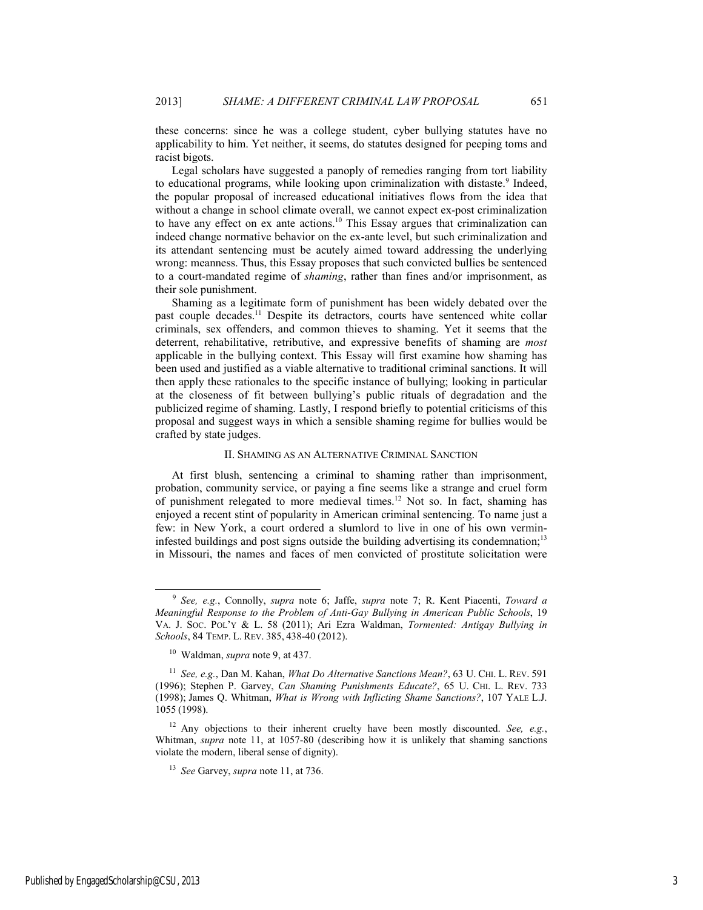these concerns: since he was a college student, cyber bullying statutes have no applicability to him. Yet neither, it seems, do statutes designed for peeping toms and racist bigots.

Legal scholars have suggested a panoply of remedies ranging from tort liability to educational programs, while looking upon criminalization with distaste.[9] Indeed, the popular proposal of increased educational initiatives flows from the idea that without a change in school climate overall, we cannot expect ex-post criminalization to have any effect on ex ante actions.[10] This Essay argues that criminalization can indeed change normative behavior on the ex-ante level, but such criminalization and its attendant sentencing must be acutely aimed toward addressing the underlying wrong: meanness. Thus, this Essay proposes that such convicted bullies be sentenced to a court-mandated regime of *shaming*, rather than fines and/or imprisonment, as their sole punishment.

Shaming as a legitimate form of punishment has been widely debated over the past couple decades.[11] Despite its detractors, courts have sentenced white collar criminals, sex offenders, and common thieves to shaming. Yet it seems that the deterrent, rehabilitative, retributive, and expressive benefits of shaming are *most* applicable in the bullying context. This Essay will first examine how shaming has been used and justified as a viable alternative to traditional criminal sanctions. It will then apply these rationales to the specific instance of bullying; looking in particular at the closeness of fit between bullying's public rituals of degradation and the publicized regime of shaming. Lastly, I respond briefly to potential criticisms of this proposal and suggest ways in which a sensible shaming regime for bullies would be crafted by state judges.

## II. Shaming as an Alternative Criminal Sanction

At first blush, sentencing a criminal to shaming rather than imprisonment, probation, community service, or paying a fine seems like a strange and cruel form of punishment relegated to more medieval times.[12] Not so. In fact, shaming has enjoyed a recent stint of popularity in American criminal sentencing. To name just a few: in New York, a court ordered a slumlord to live in one of his own vermin-infested buildings and post signs outside the building advertising its condemnation;[13] in Missouri, the names and faces of men convicted of prostitute solicitation were

---

[9] *See, e.g.*, Connolly, *supra* note 6; Jaffe, *supra* note 7; R. Kent Piacenti, *Toward a Meaningful Response to the Problem of Anti-Gay Bullying in American Public Schools*, 19 VA. J. SOC. POL'Y & L. 58 (2011); Ari Ezra Waldman, *Tormented: Antigay Bullying in Schools*, 84 TEMP. L. REV. 385, 438-40 (2012).

[10] Waldman, *supra* note 9, at 437.

[11] *See, e.g.*, Dan M. Kahan, *What Do Alternative Sanctions Mean?*, 63 U. CHI. L. REV. 591 (1996); Stephen P. Garvey, *Can Shaming Punishments Educate?*, 65 U. CHI. L. REV. 733 (1998); James Q. Whitman, *What is Wrong with Inflicting Shame Sanctions?*, 107 YALE L.J. 1055 (1998).

[12] Any objections to their inherent cruelty have been mostly discounted. *See, e.g.*, Whitman, *supra* note 11, at 1057-80 (describing how it is unlikely that shaming sanctions violate the modern, liberal sense of dignity).

[13] *See* Garvey, *supra* note 11, at 736.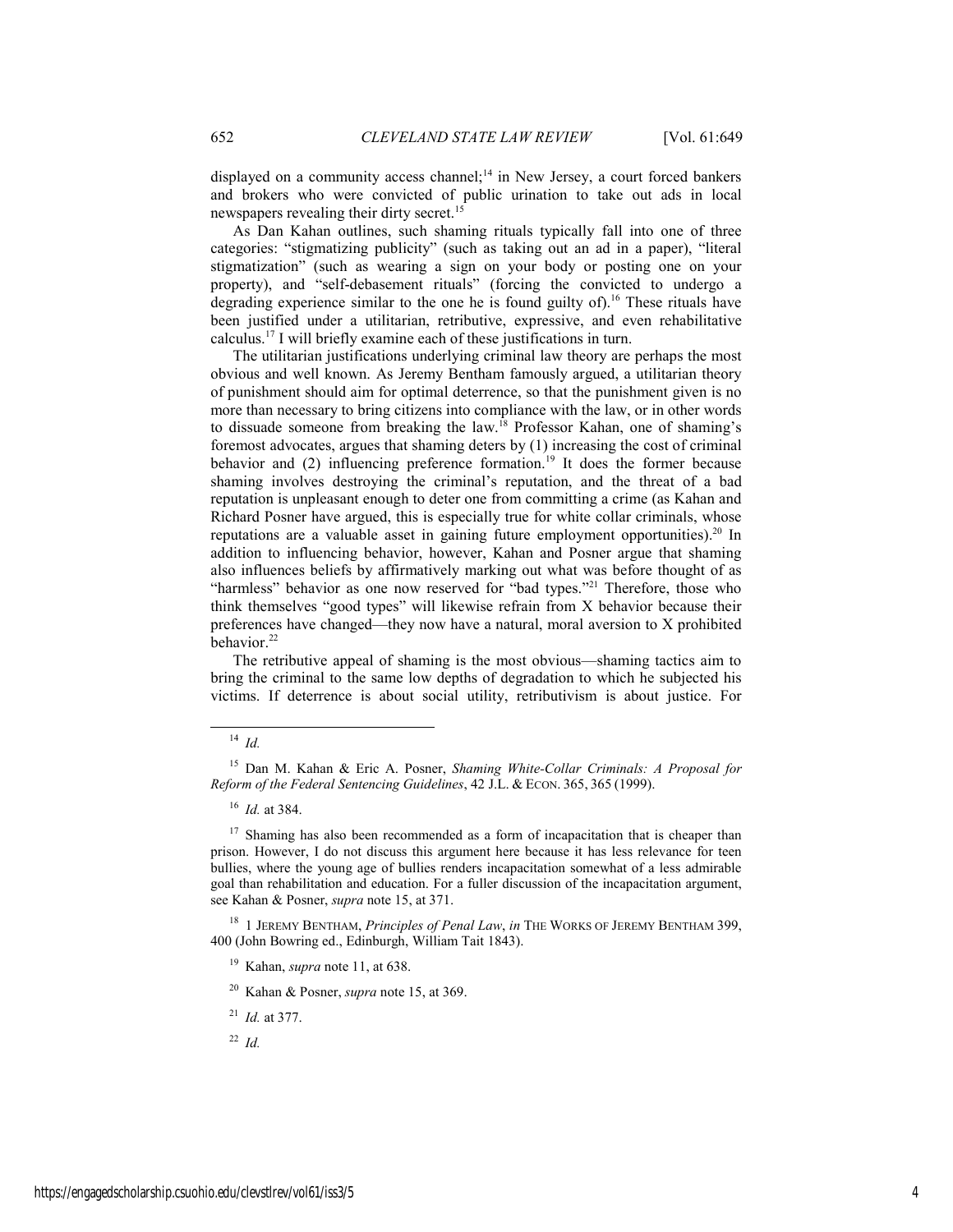displayed on a community access channel;[14] in New Jersey, a court forced bankers and brokers who were convicted of public urination to take out ads in local newspapers revealing their dirty secret.[15]

As Dan Kahan outlines, such shaming rituals typically fall into one of three categories: "stigmatizing publicity" (such as taking out an ad in a paper), "literal stigmatization" (such as wearing a sign on your body or posting one on your property), and "self-debasement rituals" (forcing the convicted to undergo a degrading experience similar to the one he is found guilty of).[16] These rituals have been justified under a utilitarian, retributive, expressive, and even rehabilitative calculus.[17] I will briefly examine each of these justifications in turn.

The utilitarian justifications underlying criminal law theory are perhaps the most obvious and well known. As Jeremy Bentham famously argued, a utilitarian theory of punishment should aim for optimal deterrence, so that the punishment given is no more than necessary to bring citizens into compliance with the law, or in other words to dissuade someone from breaking the law.[18] Professor Kahan, one of shaming's foremost advocates, argues that shaming deters by (1) increasing the cost of criminal behavior and (2) influencing preference formation.[19] It does the former because shaming involves destroying the criminal's reputation, and the threat of a bad reputation is unpleasant enough to deter one from committing a crime (as Kahan and Richard Posner have argued, this is especially true for white collar criminals, whose reputations are a valuable asset in gaining future employment opportunities).[20] In addition to influencing behavior, however, Kahan and Posner argue that shaming also influences beliefs by affirmatively marking out what was before thought of as "harmless" behavior as one now reserved for "bad types."[21] Therefore, those who think themselves "good types" will likewise refrain from X behavior because their preferences have changed—they now have a natural, moral aversion to X prohibited behavior.[22]

The retributive appeal of shaming is the most obvious—shaming tactics aim to bring the criminal to the same low depths of degradation to which he subjected his victims. If deterrence is about social utility, retributivism is about justice. For

---

[14] *Id.*

[15] Dan M. Kahan & Eric A. Posner, *Shaming White-Collar Criminals: A Proposal for Reform of the Federal Sentencing Guidelines*, 42 J.L. & ECON. 365, 365 (1999).

[16] *Id.* at 384.

[17] Shaming has also been recommended as a form of incapacitation that is cheaper than prison. However, I do not discuss this argument here because it has less relevance for teen bullies, where the young age of bullies renders incapacitation somewhat of a less admirable goal than rehabilitation and education. For a fuller discussion of the incapacitation argument, see Kahan & Posner, *supra* note 15, at 371.

[18] 1 JEREMY BENTHAM, *Principles of Penal Law*, *in* THE WORKS OF JEREMY BENTHAM 399, 400 (John Bowring ed., Edinburgh, William Tait 1843).

[19] Kahan, *supra* note 11, at 638.

[20] Kahan & Posner, *supra* note 15, at 369.

[21] *Id.* at 377.

[22] *Id.*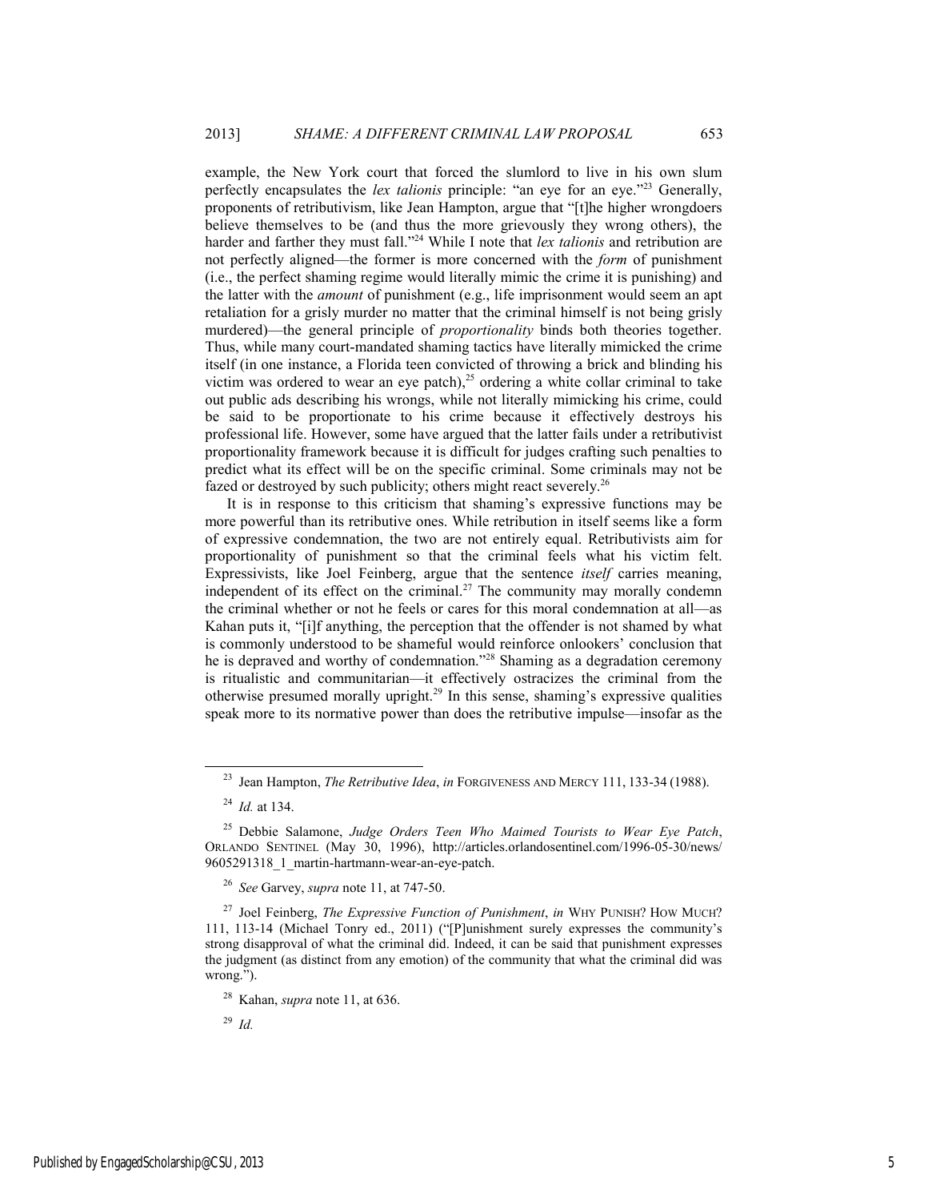example, the New York court that forced the slumlord to live in his own slum perfectly encapsulates the *lex talionis* principle: "an eye for an eye."[23] Generally, proponents of retributivism, like Jean Hampton, argue that "[t]he higher wrongdoers believe themselves to be (and thus the more grievously they wrong others), the harder and farther they must fall."[24] While I note that *lex talionis* and retribution are not perfectly aligned—the former is more concerned with the *form* of punishment (i.e., the perfect shaming regime would literally mimic the crime it is punishing) and the latter with the *amount* of punishment (e.g., life imprisonment would seem an apt retaliation for a grisly murder no matter that the criminal himself is not being grisly murdered)—the general principle of *proportionality* binds both theories together. Thus, while many court-mandated shaming tactics have literally mimicked the crime itself (in one instance, a Florida teen convicted of throwing a brick and blinding his victim was ordered to wear an eye patch),[25] ordering a white collar criminal to take out public ads describing his wrongs, while not literally mimicking his crime, could be said to be proportionate to his crime because it effectively destroys his professional life. However, some have argued that the latter fails under a retributivist proportionality framework because it is difficult for judges crafting such penalties to predict what its effect will be on the specific criminal. Some criminals may not be fazed or destroyed by such publicity; others might react severely.[26]

It is in response to this criticism that shaming's expressive functions may be more powerful than its retributive ones. While retribution in itself seems like a form of expressive condemnation, the two are not entirely equal. Retributivists aim for proportionality of punishment so that the criminal feels what his victim felt. Expressivists, like Joel Feinberg, argue that the sentence *itself* carries meaning, independent of its effect on the criminal.[27] The community may morally condemn the criminal whether or not he feels or cares for this moral condemnation at all—as Kahan puts it, "[i]f anything, the perception that the offender is not shamed by what is commonly understood to be shameful would reinforce onlookers' conclusion that he is depraved and worthy of condemnation."[28] Shaming as a degradation ceremony is ritualistic and communitarian—it effectively ostracizes the criminal from the otherwise presumed morally upright.[29] In this sense, shaming's expressive qualities speak more to its normative power than does the retributive impulse—insofar as the

---

[23] Jean Hampton, *The Retributive Idea*, *in* FORGIVENESS AND MERCY 111, 133-34 (1988).

[24] *Id.* at 134.

[25] Debbie Salamone, *Judge Orders Teen Who Maimed Tourists to Wear Eye Patch*, ORLANDO SENTINEL (May 30, 1996), http://articles.orlandosentinel.com/1996-05-30/news/9605291318_1_martin-hartmann-wear-an-eye-patch.

[26] *See* Garvey, *supra* note 11, at 747-50.

[27] Joel Feinberg, *The Expressive Function of Punishment*, *in* WHY PUNISH? HOW MUCH? 111, 113-14 (Michael Tonry ed., 2011) ("[P]unishment surely expresses the community's strong disapproval of what the criminal did. Indeed, it can be said that punishment expresses the judgment (as distinct from any emotion) of the community that what the criminal did was wrong.").

[28] Kahan, *supra* note 11, at 636.

[29] *Id.*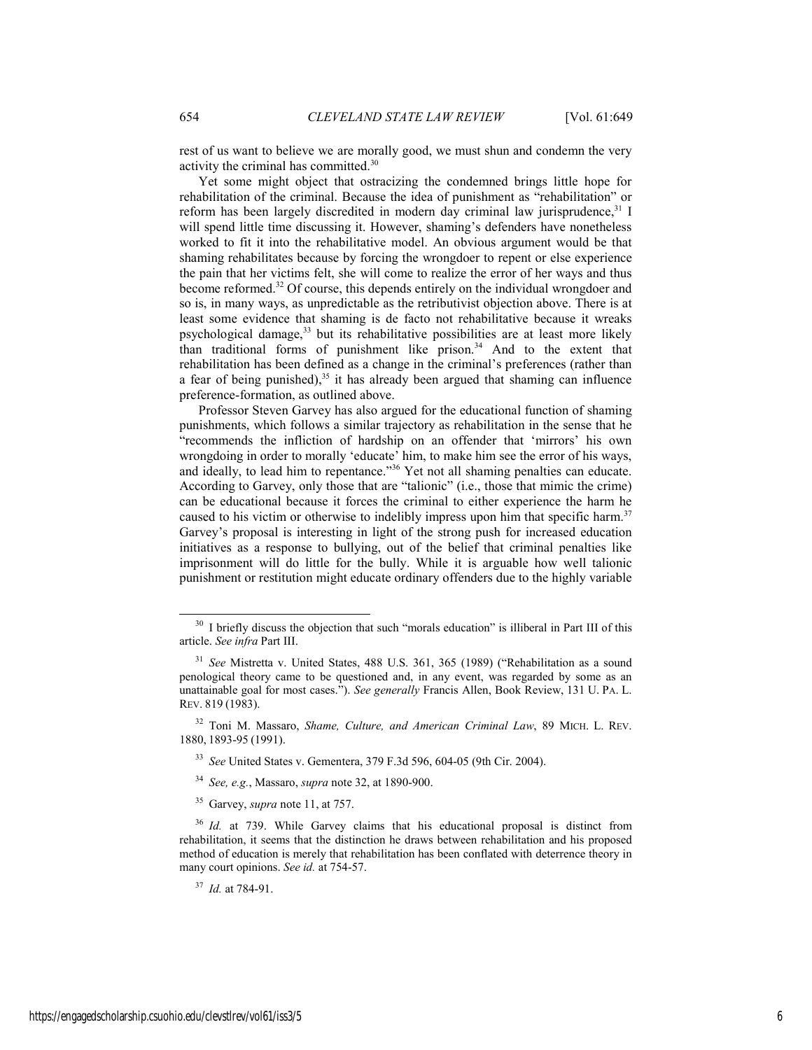rest of us want to believe we are morally good, we must shun and condemn the very activity the criminal has committed.[30]

Yet some might object that ostracizing the condemned brings little hope for rehabilitation of the criminal. Because the idea of punishment as "rehabilitation" or reform has been largely discredited in modern day criminal law jurisprudence,[31] I will spend little time discussing it. However, shaming's defenders have nonetheless worked to fit it into the rehabilitative model. An obvious argument would be that shaming rehabilitates because by forcing the wrongdoer to repent or else experience the pain that her victims felt, she will come to realize the error of her ways and thus become reformed.[32] Of course, this depends entirely on the individual wrongdoer and so is, in many ways, as unpredictable as the retributivist objection above. There is at least some evidence that shaming is de facto not rehabilitative because it wreaks psychological damage,[33] but its rehabilitative possibilities are at least more likely than traditional forms of punishment like prison.[34] And to the extent that rehabilitation has been defined as a change in the criminal's preferences (rather than a fear of being punished),[35] it has already been argued that shaming can influence preference-formation, as outlined above.

Professor Steven Garvey has also argued for the educational function of shaming punishments, which follows a similar trajectory as rehabilitation in the sense that he "recommends the infliction of hardship on an offender that 'mirrors' his own wrongdoing in order to morally 'educate' him, to make him see the error of his ways, and ideally, to lead him to repentance."[36] Yet not all shaming penalties can educate. According to Garvey, only those that are "talionic" (i.e., those that mimic the crime) can be educational because it forces the criminal to either experience the harm he caused to his victim or otherwise to indelibly impress upon him that specific harm.[37] Garvey's proposal is interesting in light of the strong push for increased education initiatives as a response to bullying, out of the belief that criminal penalties like imprisonment will do little for the bully. While it is arguable how well talionic punishment or restitution might educate ordinary offenders due to the highly variable

---

[30] I briefly discuss the objection that such "morals education" is illiberal in Part III of this article. *See infra* Part III.

[31] *See* Mistretta v. United States, 488 U.S. 361, 365 (1989) ("Rehabilitation as a sound penological theory came to be questioned and, in any event, was regarded by some as an unattainable goal for most cases."). *See generally* Francis Allen, Book Review, 131 U. PA. L. REV. 819 (1983).

[32] Toni M. Massaro, *Shame, Culture, and American Criminal Law*, 89 MICH. L. REV. 1880, 1893-95 (1991).

[33] *See* United States v. Gementera, 379 F.3d 596, 604-05 (9th Cir. 2004).

[34] *See, e.g.*, Massaro, *supra* note 32, at 1890-900.

[35] Garvey, *supra* note 11, at 757.

[36] *Id.* at 739. While Garvey claims that his educational proposal is distinct from rehabilitation, it seems that the distinction he draws between rehabilitation and his proposed method of education is merely that rehabilitation has been conflated with deterrence theory in many court opinions. *See id.* at 754-57.

[37] *Id.* at 784-91.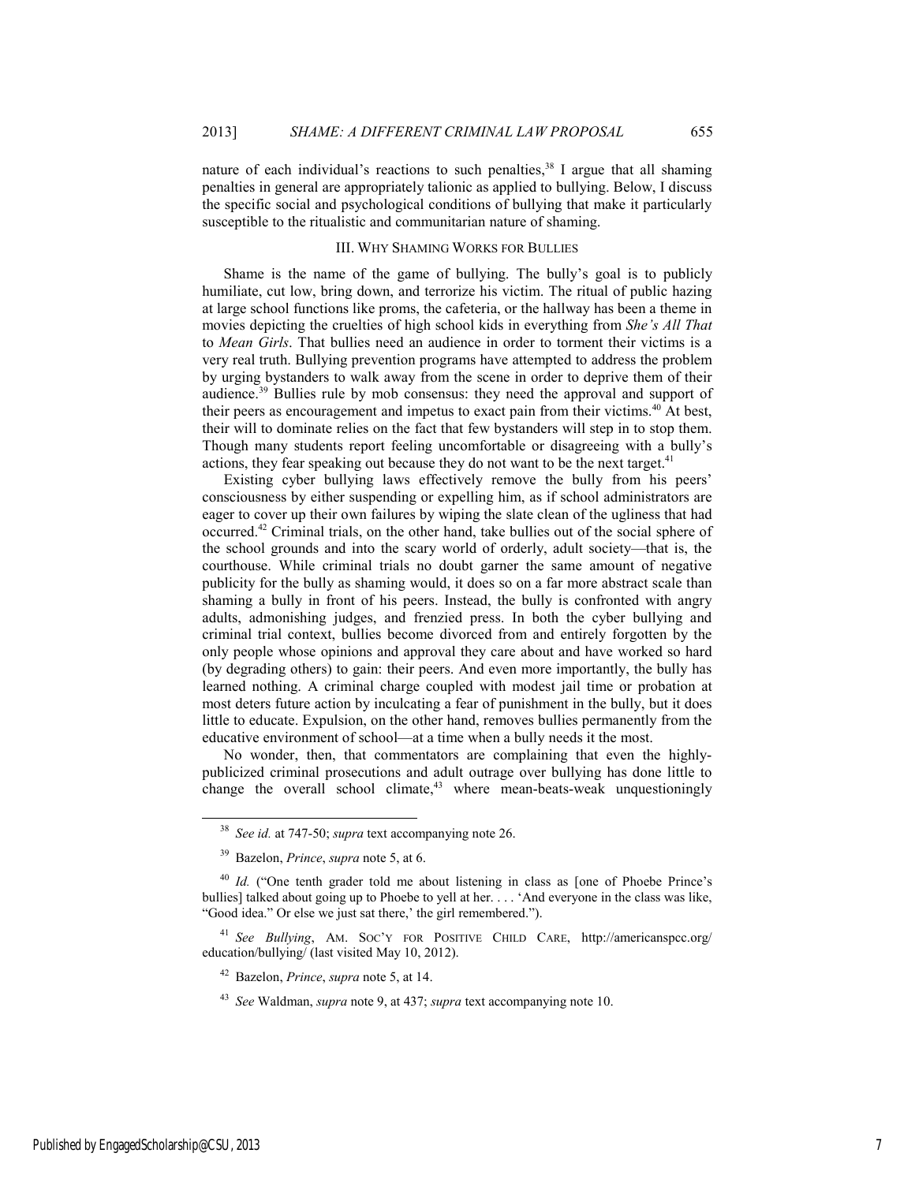nature of each individual's reactions to such penalties,[38] I argue that all shaming penalties in general are appropriately talionic as applied to bullying. Below, I discuss the specific social and psychological conditions of bullying that make it particularly susceptible to the ritualistic and communitarian nature of shaming.

### III. Why Shaming Works for Bullies

Shame is the name of the game of bullying. The bully's goal is to publicly humiliate, cut low, bring down, and terrorize his victim. The ritual of public hazing at large school functions like proms, the cafeteria, or the hallway has been a theme in movies depicting the cruelties of high school kids in everything from *She's All That* to *Mean Girls*. That bullies need an audience in order to torment their victims is a very real truth. Bullying prevention programs have attempted to address the problem by urging bystanders to walk away from the scene in order to deprive them of their audience.[39] Bullies rule by mob consensus: they need the approval and support of their peers as encouragement and impetus to exact pain from their victims.[40] At best, their will to dominate relies on the fact that few bystanders will step in to stop them. Though many students report feeling uncomfortable or disagreeing with a bully's actions, they fear speaking out because they do not want to be the next target.[41]

Existing cyber bullying laws effectively remove the bully from his peers' consciousness by either suspending or expelling him, as if school administrators are eager to cover up their own failures by wiping the slate clean of the ugliness that had occurred.[42] Criminal trials, on the other hand, take bullies out of the social sphere of the school grounds and into the scary world of orderly, adult society—that is, the courthouse. While criminal trials no doubt garner the same amount of negative publicity for the bully as shaming would, it does so on a far more abstract scale than shaming a bully in front of his peers. Instead, the bully is confronted with angry adults, admonishing judges, and frenzied press. In both the cyber bullying and criminal trial context, bullies become divorced from and entirely forgotten by the only people whose opinions and approval they care about and have worked so hard (by degrading others) to gain: their peers. And even more importantly, the bully has learned nothing. A criminal charge coupled with modest jail time or probation at most deters future action by inculcating a fear of punishment in the bully, but it does little to educate. Expulsion, on the other hand, removes bullies permanently from the educative environment of school—at a time when a bully needs it the most.

No wonder, then, that commentators are complaining that even the highly-publicized criminal prosecutions and adult outrage over bullying has done little to change the overall school climate,[43] where mean-beats-weak unquestioningly

---

[38] *See id.* at 747-50; *supra* text accompanying note 26.

[39] Bazelon, *Prince*, *supra* note 5, at 6.

[40] *Id.* ("One tenth grader told me about listening in class as [one of Phoebe Prince's bullies] talked about going up to Phoebe to yell at her. . . . 'And everyone in the class was like, "Good idea." Or else we just sat there,' the girl remembered.").

[41] *See Bullying*, AM. SOC'Y FOR POSITIVE CHILD CARE, http://americanspcc.org/education/bullying/ (last visited May 10, 2012).

[42] Bazelon, *Prince*, *supra* note 5, at 14.

[43] *See* Waldman, *supra* note 9, at 437; *supra* text accompanying note 10.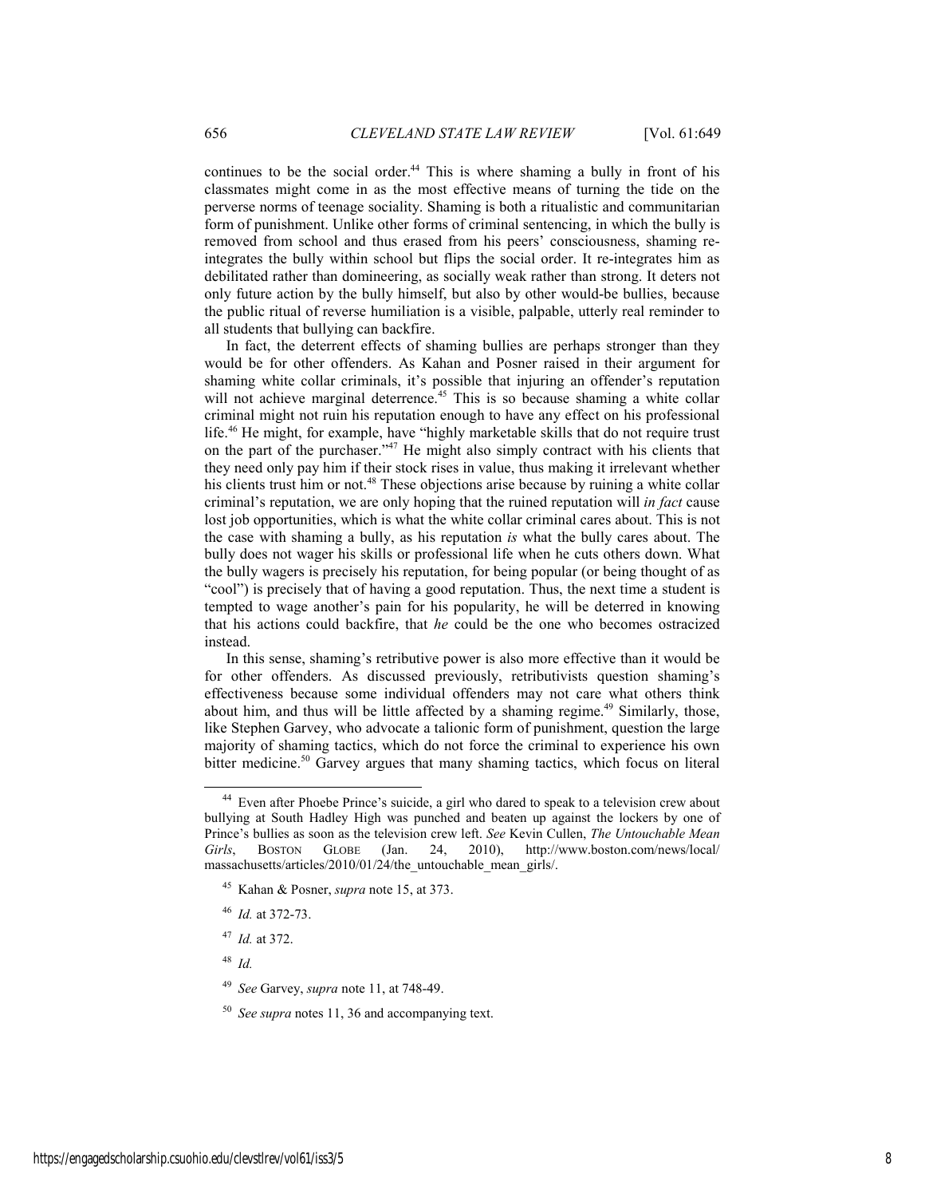continues to be the social order.[44] This is where shaming a bully in front of his classmates might come in as the most effective means of turning the tide on the perverse norms of teenage sociality. Shaming is both a ritualistic and communitarian form of punishment. Unlike other forms of criminal sentencing, in which the bully is removed from school and thus erased from his peers' consciousness, shaming re-integrates the bully within school but flips the social order. It re-integrates him as debilitated rather than domineering, as socially weak rather than strong. It deters not only future action by the bully himself, but also by other would-be bullies, because the public ritual of reverse humiliation is a visible, palpable, utterly real reminder to all students that bullying can backfire.

In fact, the deterrent effects of shaming bullies are perhaps stronger than they would be for other offenders. As Kahan and Posner raised in their argument for shaming white collar criminals, it's possible that injuring an offender's reputation will not achieve marginal deterrence.[45] This is so because shaming a white collar criminal might not ruin his reputation enough to have any effect on his professional life.[46] He might, for example, have "highly marketable skills that do not require trust on the part of the purchaser."[47] He might also simply contract with his clients that they need only pay him if their stock rises in value, thus making it irrelevant whether his clients trust him or not.[48] These objections arise because by ruining a white collar criminal's reputation, we are only hoping that the ruined reputation will *in fact* cause lost job opportunities, which is what the white collar criminal cares about. This is not the case with shaming a bully, as his reputation *is* what the bully cares about. The bully does not wager his skills or professional life when he cuts others down. What the bully wagers is precisely his reputation, for being popular (or being thought of as "cool") is precisely that of having a good reputation. Thus, the next time a student is tempted to wage another's pain for his popularity, he will be deterred in knowing that his actions could backfire, that *he* could be the one who becomes ostracized instead.

In this sense, shaming's retributive power is also more effective than it would be for other offenders. As discussed previously, retributivists question shaming's effectiveness because some individual offenders may not care what others think about him, and thus will be little affected by a shaming regime.[49] Similarly, those, like Stephen Garvey, who advocate a talionic form of punishment, question the large majority of shaming tactics, which do not force the criminal to experience his own bitter medicine.[50] Garvey argues that many shaming tactics, which focus on literal

---

[44] Even after Phoebe Prince's suicide, a girl who dared to speak to a television crew about bullying at South Hadley High was punched and beaten up against the lockers by one of Prince's bullies as soon as the television crew left. *See* Kevin Cullen, *The Untouchable Mean Girls*, BOSTON GLOBE (Jan. 24, 2010), http://www.boston.com/news/local/massachusetts/articles/2010/01/24/the_untouchable_mean_girls/.

[45] Kahan & Posner, *supra* note 15, at 373.

[46] *Id.* at 372-73.

[47] *Id.* at 372.

[48] *Id.*

[49] *See* Garvey, *supra* note 11, at 748-49.

[50] *See supra* notes 11, 36 and accompanying text.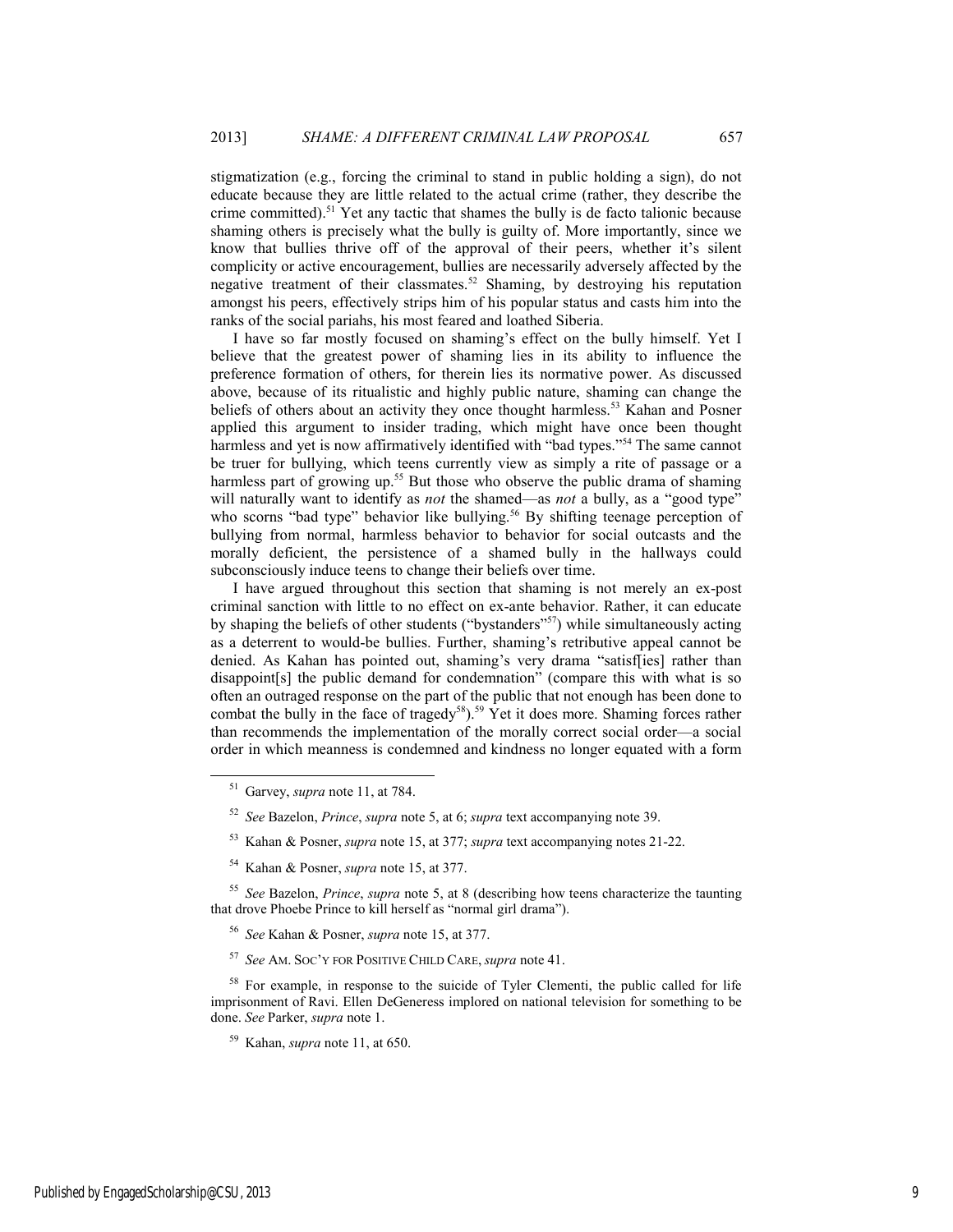stigmatization (e.g., forcing the criminal to stand in public holding a sign), do not educate because they are little related to the actual crime (rather, they describe the crime committed).[51] Yet any tactic that shames the bully is de facto talionic because shaming others is precisely what the bully is guilty of. More importantly, since we know that bullies thrive off of the approval of their peers, whether it's silent complicity or active encouragement, bullies are necessarily adversely affected by the negative treatment of their classmates.[52] Shaming, by destroying his reputation amongst his peers, effectively strips him of his popular status and casts him into the ranks of the social pariahs, his most feared and loathed Siberia.

I have so far mostly focused on shaming's effect on the bully himself. Yet I believe that the greatest power of shaming lies in its ability to influence the preference formation of others, for therein lies its normative power. As discussed above, because of its ritualistic and highly public nature, shaming can change the beliefs of others about an activity they once thought harmless.[53] Kahan and Posner applied this argument to insider trading, which might have once been thought harmless and yet is now affirmatively identified with "bad types."[54] The same cannot be truer for bullying, which teens currently view as simply a rite of passage or a harmless part of growing up.[55] But those who observe the public drama of shaming will naturally want to identify as *not* the shamed—as *not* a bully, as a "good type" who scorns "bad type" behavior like bullying.[56] By shifting teenage perception of bullying from normal, harmless behavior to behavior for social outcasts and the morally deficient, the persistence of a shamed bully in the hallways could subconsciously induce teens to change their beliefs over time.

I have argued throughout this section that shaming is not merely an ex-post criminal sanction with little to no effect on ex-ante behavior. Rather, it can educate by shaping the beliefs of other students ("bystanders"[57]) while simultaneously acting as a deterrent to would-be bullies. Further, shaming's retributive appeal cannot be denied. As Kahan has pointed out, shaming's very drama "satisf[ies] rather than disappoint[s] the public demand for condemnation" (compare this with what is so often an outraged response on the part of the public that not enough has been done to combat the bully in the face of tragedy[58]).[59] Yet it does more. Shaming forces rather than recommends the implementation of the morally correct social order—a social order in which meanness is condemned and kindness no longer equated with a form

---

[51] Garvey, *supra* note 11, at 784.

[52] *See* Bazelon, *Prince*, *supra* note 5, at 6; *supra* text accompanying note 39.

[53] Kahan & Posner, *supra* note 15, at 377; *supra* text accompanying notes 21-22.

[54] Kahan & Posner, *supra* note 15, at 377.

[55] *See* Bazelon, *Prince*, *supra* note 5, at 8 (describing how teens characterize the taunting that drove Phoebe Prince to kill herself as "normal girl drama").

[56] *See* Kahan & Posner, *supra* note 15, at 377.

[57] *See* AM. SOC'Y FOR POSITIVE CHILD CARE, *supra* note 41.

[58] For example, in response to the suicide of Tyler Clementi, the public called for life imprisonment of Ravi. Ellen DeGeneress implored on national television for something to be done. *See* Parker, *supra* note 1.

[59] Kahan, *supra* note 11, at 650.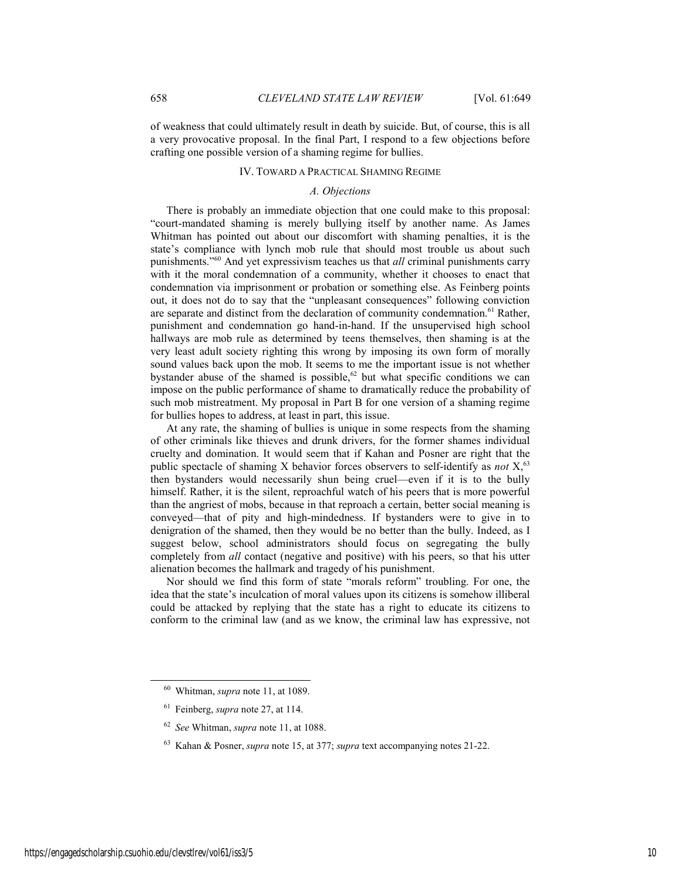of weakness that could ultimately result in death by suicide. But, of course, this is all a very provocative proposal. In the final Part, I respond to a few objections before crafting one possible version of a shaming regime for bullies.

## IV. TOWARD A PRACTICAL SHAMING REGIME

### *A. Objections*

There is probably an immediate objection that one could make to this proposal: "court-mandated shaming is merely bullying itself by another name. As James Whitman has pointed out about our discomfort with shaming penalties, it is the state's compliance with lynch mob rule that should most trouble us about such punishments."[60] And yet expressivism teaches us that *all* criminal punishments carry with it the moral condemnation of a community, whether it chooses to enact that condemnation via imprisonment or probation or something else. As Feinberg points out, it does not do to say that the "unpleasant consequences" following conviction are separate and distinct from the declaration of community condemnation.[61] Rather, punishment and condemnation go hand-in-hand. If the unsupervised high school hallways are mob rule as determined by teens themselves, then shaming is at the very least adult society righting this wrong by imposing its own form of morally sound values back upon the mob. It seems to me the important issue is not whether bystander abuse of the shamed is possible,[62] but what specific conditions we can impose on the public performance of shame to dramatically reduce the probability of such mob mistreatment. My proposal in Part B for one version of a shaming regime for bullies hopes to address, at least in part, this issue.

At any rate, the shaming of bullies is unique in some respects from the shaming of other criminals like thieves and drunk drivers, for the former shames individual cruelty and domination. It would seem that if Kahan and Posner are right that the public spectacle of shaming X behavior forces observers to self-identify as *not* X,[63] then bystanders would necessarily shun being cruel—even if it is to the bully himself. Rather, it is the silent, reproachful watch of his peers that is more powerful than the angriest of mobs, because in that reproach a certain, better social meaning is conveyed—that of pity and high-mindedness. If bystanders were to give in to denigration of the shamed, then they would be no better than the bully. Indeed, as I suggest below, school administrators should focus on segregating the bully completely from *all* contact (negative and positive) with his peers, so that his utter alienation becomes the hallmark and tragedy of his punishment.

Nor should we find this form of state "morals reform" troubling. For one, the idea that the state's inculcation of moral values upon its citizens is somehow illiberal could be attacked by replying that the state has a right to educate its citizens to conform to the criminal law (and as we know, the criminal law has expressive, not

---

[60] Whitman, *supra* note 11, at 1089.

[61] Feinberg, *supra* note 27, at 114.

[62] *See* Whitman, *supra* note 11, at 1088.

[63] Kahan & Posner, *supra* note 15, at 377; *supra* text accompanying notes 21-22.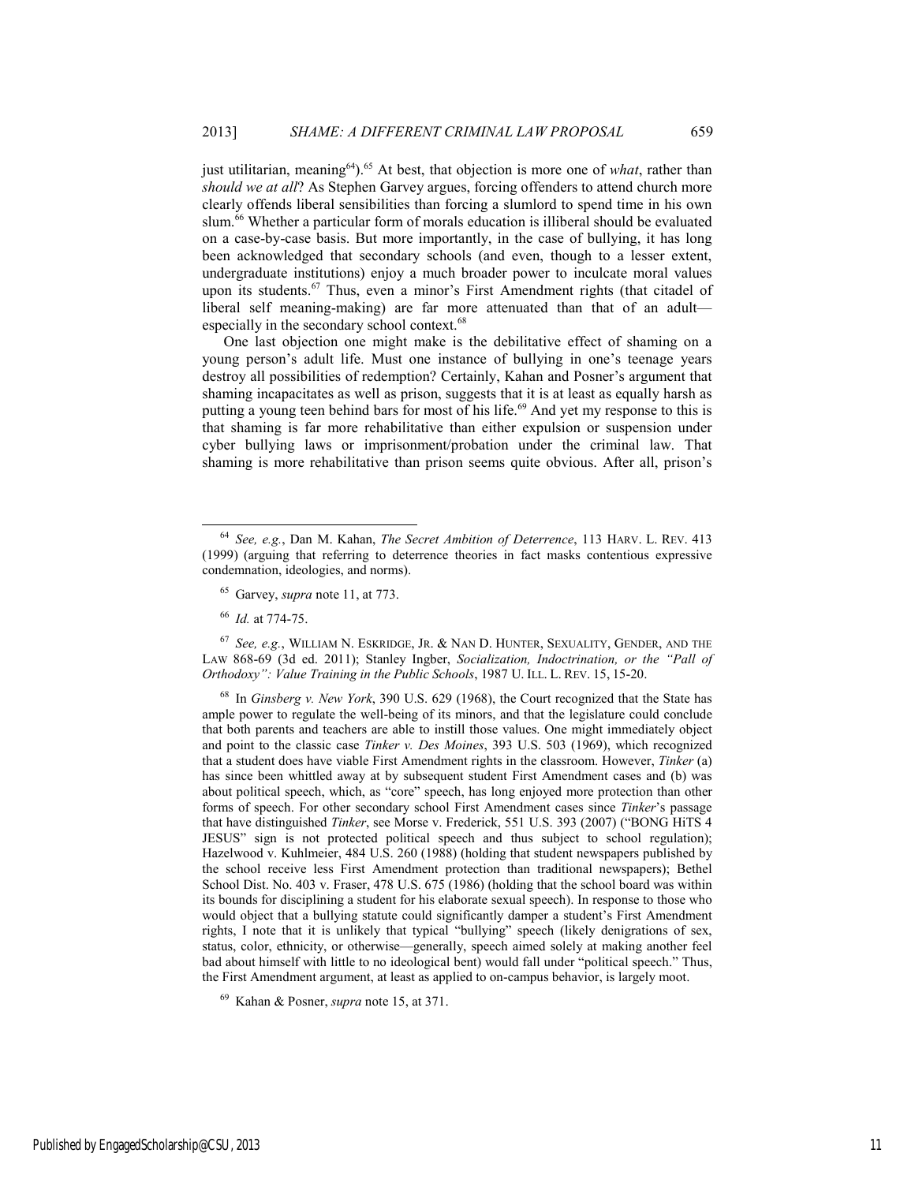just utilitarian, meaning[64]).[65] At best, that objection is more one of *what*, rather than *should we at all*? As Stephen Garvey argues, forcing offenders to attend church more clearly offends liberal sensibilities than forcing a slumlord to spend time in his own slum.[66] Whether a particular form of morals education is illiberal should be evaluated on a case-by-case basis. But more importantly, in the case of bullying, it has long been acknowledged that secondary schools (and even, though to a lesser extent, undergraduate institutions) enjoy a much broader power to inculcate moral values upon its students.[67] Thus, even a minor's First Amendment rights (that citadel of liberal self meaning-making) are far more attenuated than that of an adult—especially in the secondary school context.[68]

One last objection one might make is the debilitative effect of shaming on a young person's adult life. Must one instance of bullying in one's teenage years destroy all possibilities of redemption? Certainly, Kahan and Posner's argument that shaming incapacitates as well as prison, suggests that it is at least as equally harsh as putting a young teen behind bars for most of his life.[69] And yet my response to this is that shaming is far more rehabilitative than either expulsion or suspension under cyber bullying laws or imprisonment/probation under the criminal law. That shaming is more rehabilitative than prison seems quite obvious. After all, prison's

---

[64] *See, e.g.*, Dan M. Kahan, *The Secret Ambition of Deterrence*, 113 HARV. L. REV. 413 (1999) (arguing that referring to deterrence theories in fact masks contentious expressive condemnation, ideologies, and norms).

[65] Garvey, *supra* note 11, at 773.

[66] *Id.* at 774-75.

[67] *See, e.g.*, WILLIAM N. ESKRIDGE, JR. & NAN D. HUNTER, SEXUALITY, GENDER, AND THE LAW 868-69 (3d ed. 2011); Stanley Ingber, *Socialization, Indoctrination, or the "Pall of Orthodoxy": Value Training in the Public Schools*, 1987 U. ILL. L. REV. 15, 15-20.

[68] In *Ginsberg v. New York*, 390 U.S. 629 (1968), the Court recognized that the State has ample power to regulate the well-being of its minors, and that the legislature could conclude that both parents and teachers are able to instill those values. One might immediately object and point to the classic case *Tinker v. Des Moines*, 393 U.S. 503 (1969), which recognized that a student does have viable First Amendment rights in the classroom. However, *Tinker* (a) has since been whittled away at by subsequent student First Amendment cases and (b) was about political speech, which, as "core" speech, has long enjoyed more protection than other forms of speech. For other secondary school First Amendment cases since *Tinker*'s passage that have distinguished *Tinker*, see Morse v. Frederick, 551 U.S. 393 (2007) ("BONG HiTS 4 JESUS" sign is not protected political speech and thus subject to school regulation); Hazelwood v. Kuhlmeier, 484 U.S. 260 (1988) (holding that student newspapers published by the school receive less First Amendment protection than traditional newspapers); Bethel School Dist. No. 403 v. Fraser, 478 U.S. 675 (1986) (holding that the school board was within its bounds for disciplining a student for his elaborate sexual speech). In response to those who would object that a bullying statute could significantly damper a student's First Amendment rights, I note that it is unlikely that typical "bullying" speech (likely denigrations of sex, status, color, ethnicity, or otherwise—generally, speech aimed solely at making another feel bad about himself with little to no ideological bent) would fall under "political speech." Thus, the First Amendment argument, at least as applied to on-campus behavior, is largely moot.

[69] Kahan & Posner, *supra* note 15, at 371.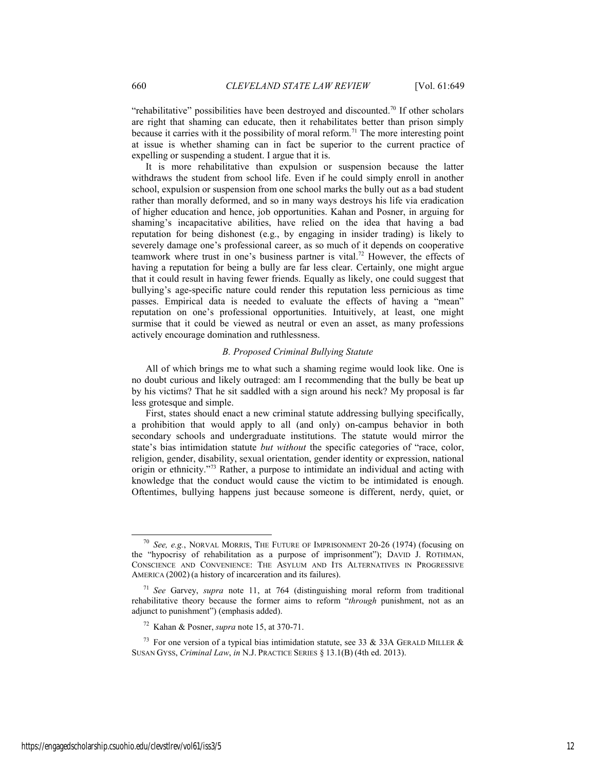"rehabilitative" possibilities have been destroyed and discounted.[70] If other scholars are right that shaming can educate, then it rehabilitates better than prison simply because it carries with it the possibility of moral reform.[71] The more interesting point at issue is whether shaming can in fact be superior to the current practice of expelling or suspending a student. I argue that it is.

It is more rehabilitative than expulsion or suspension because the latter withdraws the student from school life. Even if he could simply enroll in another school, expulsion or suspension from one school marks the bully out as a bad student rather than morally deformed, and so in many ways destroys his life via eradication of higher education and hence, job opportunities. Kahan and Posner, in arguing for shaming's incapacitative abilities, have relied on the idea that having a bad reputation for being dishonest (e.g., by engaging in insider trading) is likely to severely damage one's professional career, as so much of it depends on cooperative teamwork where trust in one's business partner is vital.[72] However, the effects of having a reputation for being a bully are far less clear. Certainly, one might argue that it could result in having fewer friends. Equally as likely, one could suggest that bullying's age-specific nature could render this reputation less pernicious as time passes. Empirical data is needed to evaluate the effects of having a "mean" reputation on one's professional opportunities. Intuitively, at least, one might surmise that it could be viewed as neutral or even an asset, as many professions actively encourage domination and ruthlessness.

### *B. Proposed Criminal Bullying Statute*

All of which brings me to what such a shaming regime would look like. One is no doubt curious and likely outraged: am I recommending that the bully be beat up by his victims? That he sit saddled with a sign around his neck? My proposal is far less grotesque and simple.

First, states should enact a new criminal statute addressing bullying specifically, a prohibition that would apply to all (and only) on-campus behavior in both secondary schools and undergraduate institutions. The statute would mirror the state's bias intimidation statute *but without* the specific categories of "race, color, religion, gender, disability, sexual orientation, gender identity or expression, national origin or ethnicity."[73] Rather, a purpose to intimidate an individual and acting with knowledge that the conduct would cause the victim to be intimidated is enough. Oftentimes, bullying happens just because someone is different, nerdy, quiet, or

---

[70] *See, e.g.*, NORVAL MORRIS, THE FUTURE OF IMPRISONMENT 20-26 (1974) (focusing on the "hypocrisy of rehabilitation as a purpose of imprisonment"); DAVID J. ROTHMAN, CONSCIENCE AND CONVENIENCE: THE ASYLUM AND ITS ALTERNATIVES IN PROGRESSIVE AMERICA (2002) (a history of incarceration and its failures).

[71] *See* Garvey, *supra* note 11, at 764 (distinguishing moral reform from traditional rehabilitative theory because the former aims to reform "*through* punishment, not as an adjunct to punishment") (emphasis added).

[72] Kahan & Posner, *supra* note 15, at 370-71.

[73] For one version of a typical bias intimidation statute, see 33 & 33A GERALD MILLER & SUSAN GYSS, *Criminal Law*, *in* N.J. PRACTICE SERIES § 13.1(B) (4th ed. 2013).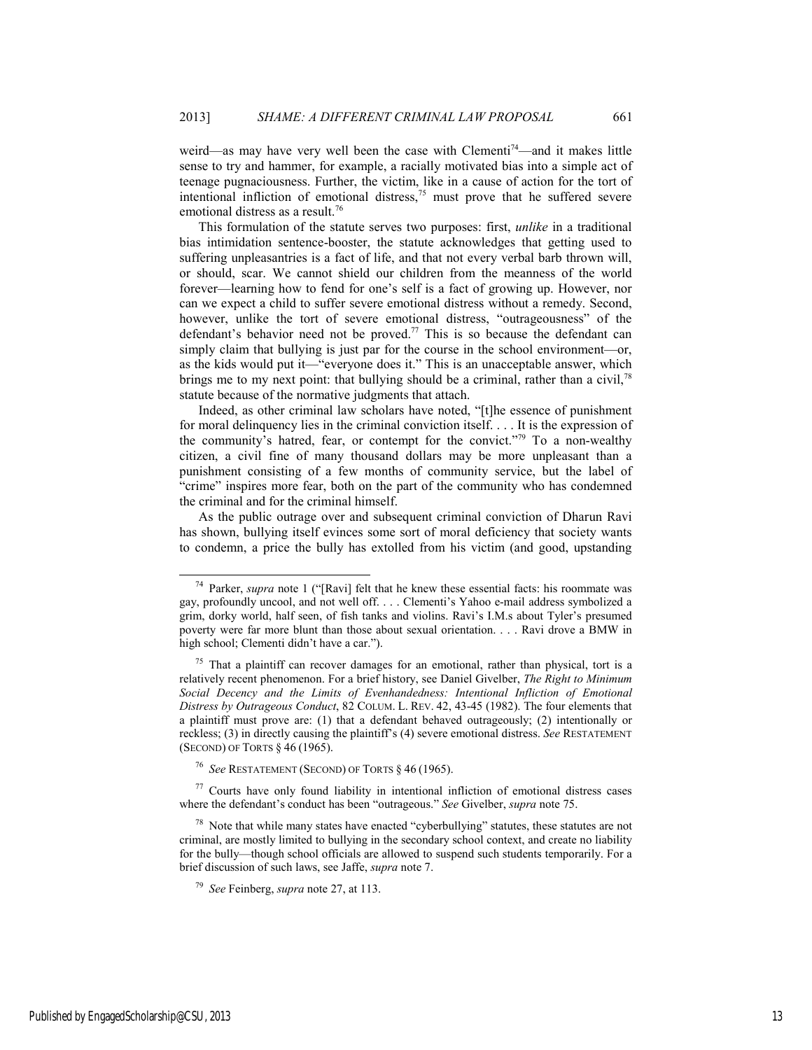weird—as may have very well been the case with Clementi[74]—and it makes little sense to try and hammer, for example, a racially motivated bias into a simple act of teenage pugnaciousness. Further, the victim, like in a cause of action for the tort of intentional infliction of emotional distress,[75] must prove that he suffered severe emotional distress as a result.[76]

This formulation of the statute serves two purposes: first, *unlike* in a traditional bias intimidation sentence-booster, the statute acknowledges that getting used to suffering unpleasantries is a fact of life, and that not every verbal barb thrown will, or should, scar. We cannot shield our children from the meanness of the world forever—learning how to fend for one's self is a fact of growing up. However, nor can we expect a child to suffer severe emotional distress without a remedy. Second, however, unlike the tort of severe emotional distress, "outrageousness" of the defendant's behavior need not be proved.[77] This is so because the defendant can simply claim that bullying is just par for the course in the school environment—or, as the kids would put it—"everyone does it." This is an unacceptable answer, which brings me to my next point: that bullying should be a criminal, rather than a civil,[78] statute because of the normative judgments that attach.

Indeed, as other criminal law scholars have noted, "[t]he essence of punishment for moral delinquency lies in the criminal conviction itself. . . . It is the expression of the community's hatred, fear, or contempt for the convict."[79] To a non-wealthy citizen, a civil fine of many thousand dollars may be more unpleasant than a punishment consisting of a few months of community service, but the label of "crime" inspires more fear, both on the part of the community who has condemned the criminal and for the criminal himself.

As the public outrage over and subsequent criminal conviction of Dharun Ravi has shown, bullying itself evinces some sort of moral deficiency that society wants to condemn, a price the bully has extolled from his victim (and good, upstanding

---

[74] Parker, *supra* note 1 ("[Ravi] felt that he knew these essential facts: his roommate was gay, profoundly uncool, and not well off. . . . Clementi's Yahoo e-mail address symbolized a grim, dorky world, half seen, of fish tanks and violins. Ravi's I.M.s about Tyler's presumed poverty were far more blunt than those about sexual orientation. . . . Ravi drove a BMW in high school; Clementi didn't have a car.").

[75] That a plaintiff can recover damages for an emotional, rather than physical, tort is a relatively recent phenomenon. For a brief history, see Daniel Givelber, *The Right to Minimum Social Decency and the Limits of Evenhandedness: Intentional Infliction of Emotional Distress by Outrageous Conduct*, 82 COLUM. L. REV. 42, 43-45 (1982). The four elements that a plaintiff must prove are: (1) that a defendant behaved outrageously; (2) intentionally or reckless; (3) in directly causing the plaintiff's (4) severe emotional distress. *See* RESTATEMENT (SECOND) OF TORTS § 46 (1965).

[76] *See* RESTATEMENT (SECOND) OF TORTS § 46 (1965).

[77] Courts have only found liability in intentional infliction of emotional distress cases where the defendant's conduct has been "outrageous." *See* Givelber, *supra* note 75.

[78] Note that while many states have enacted "cyberbullying" statutes, these statutes are not criminal, are mostly limited to bullying in the secondary school context, and create no liability for the bully—though school officials are allowed to suspend such students temporarily. For a brief discussion of such laws, see Jaffe, *supra* note 7.

[79] *See* Feinberg, *supra* note 27, at 113.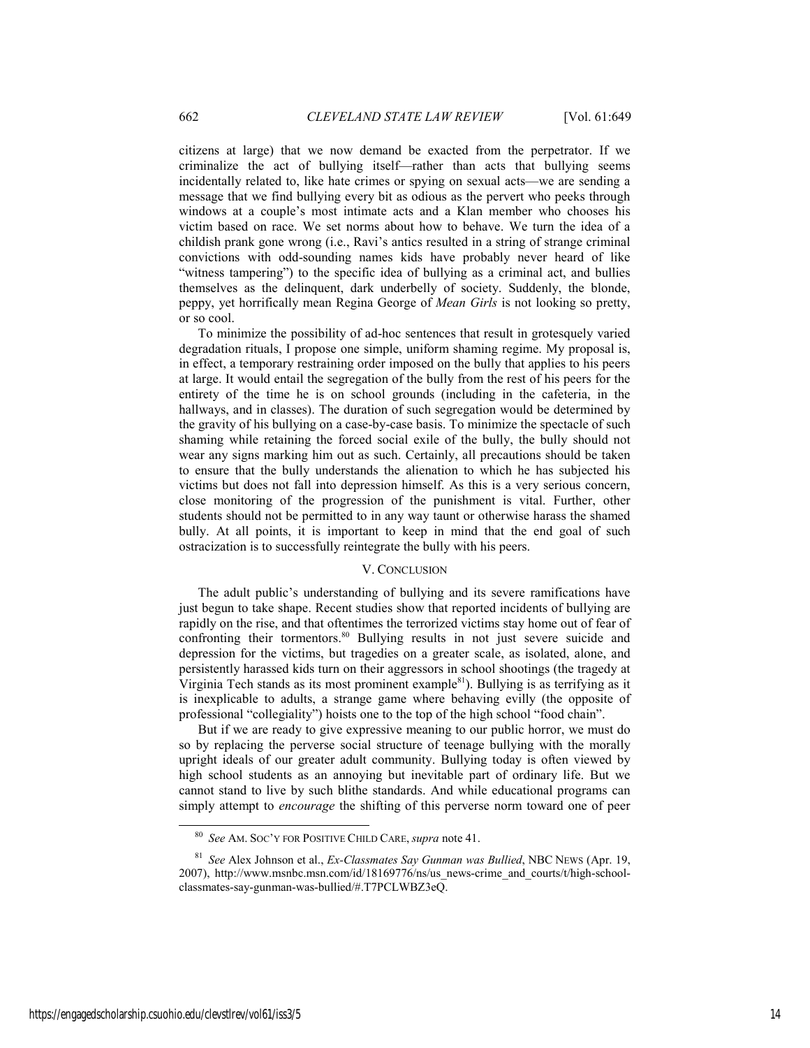citizens at large) that we now demand be exacted from the perpetrator. If we criminalize the act of bullying itself—rather than acts that bullying seems incidentally related to, like hate crimes or spying on sexual acts—we are sending a message that we find bullying every bit as odious as the pervert who peeks through windows at a couple's most intimate acts and a Klan member who chooses his victim based on race. We set norms about how to behave. We turn the idea of a childish prank gone wrong (i.e., Ravi's antics resulted in a string of strange criminal convictions with odd-sounding names kids have probably never heard of like "witness tampering") to the specific idea of bullying as a criminal act, and bullies themselves as the delinquent, dark underbelly of society. Suddenly, the blonde, peppy, yet horrifically mean Regina George of *Mean Girls* is not looking so pretty, or so cool.

To minimize the possibility of ad-hoc sentences that result in grotesquely varied degradation rituals, I propose one simple, uniform shaming regime. My proposal is, in effect, a temporary restraining order imposed on the bully that applies to his peers at large. It would entail the segregation of the bully from the rest of his peers for the entirety of the time he is on school grounds (including in the cafeteria, in the hallways, and in classes). The duration of such segregation would be determined by the gravity of his bullying on a case-by-case basis. To minimize the spectacle of such shaming while retaining the forced social exile of the bully, the bully should not wear any signs marking him out as such. Certainly, all precautions should be taken to ensure that the bully understands the alienation to which he has subjected his victims but does not fall into depression himself. As this is a very serious concern, close monitoring of the progression of the punishment is vital. Further, other students should not be permitted to in any way taunt or otherwise harass the shamed bully. At all points, it is important to keep in mind that the end goal of such ostracization is to successfully reintegrate the bully with his peers.

## V. CONCLUSION

The adult public's understanding of bullying and its severe ramifications have just begun to take shape. Recent studies show that reported incidents of bullying are rapidly on the rise, and that oftentimes the terrorized victims stay home out of fear of confronting their tormentors.[80] Bullying results in not just severe suicide and depression for the victims, but tragedies on a greater scale, as isolated, alone, and persistently harassed kids turn on their aggressors in school shootings (the tragedy at Virginia Tech stands as its most prominent example[81]). Bullying is as terrifying as it is inexplicable to adults, a strange game where behaving evilly (the opposite of professional "collegiality") hoists one to the top of the high school "food chain".

But if we are ready to give expressive meaning to our public horror, we must do so by replacing the perverse social structure of teenage bullying with the morally upright ideals of our greater adult community. Bullying today is often viewed by high school students as an annoying but inevitable part of ordinary life. But we cannot stand to live by such blithe standards. And while educational programs can simply attempt to *encourage* the shifting of this perverse norm toward one of peer

---

[80] *See* AM. SOC'Y FOR POSITIVE CHILD CARE, *supra* note 41.

[81] *See* Alex Johnson et al., *Ex-Classmates Say Gunman was Bullied*, NBC NEWS (Apr. 19, 2007), http://www.msnbc.msn.com/id/18169776/ns/us_news-crime_and_courts/t/high-school-classmates-say-gunman-was-bullied/#.T7PCLWBZ3eQ.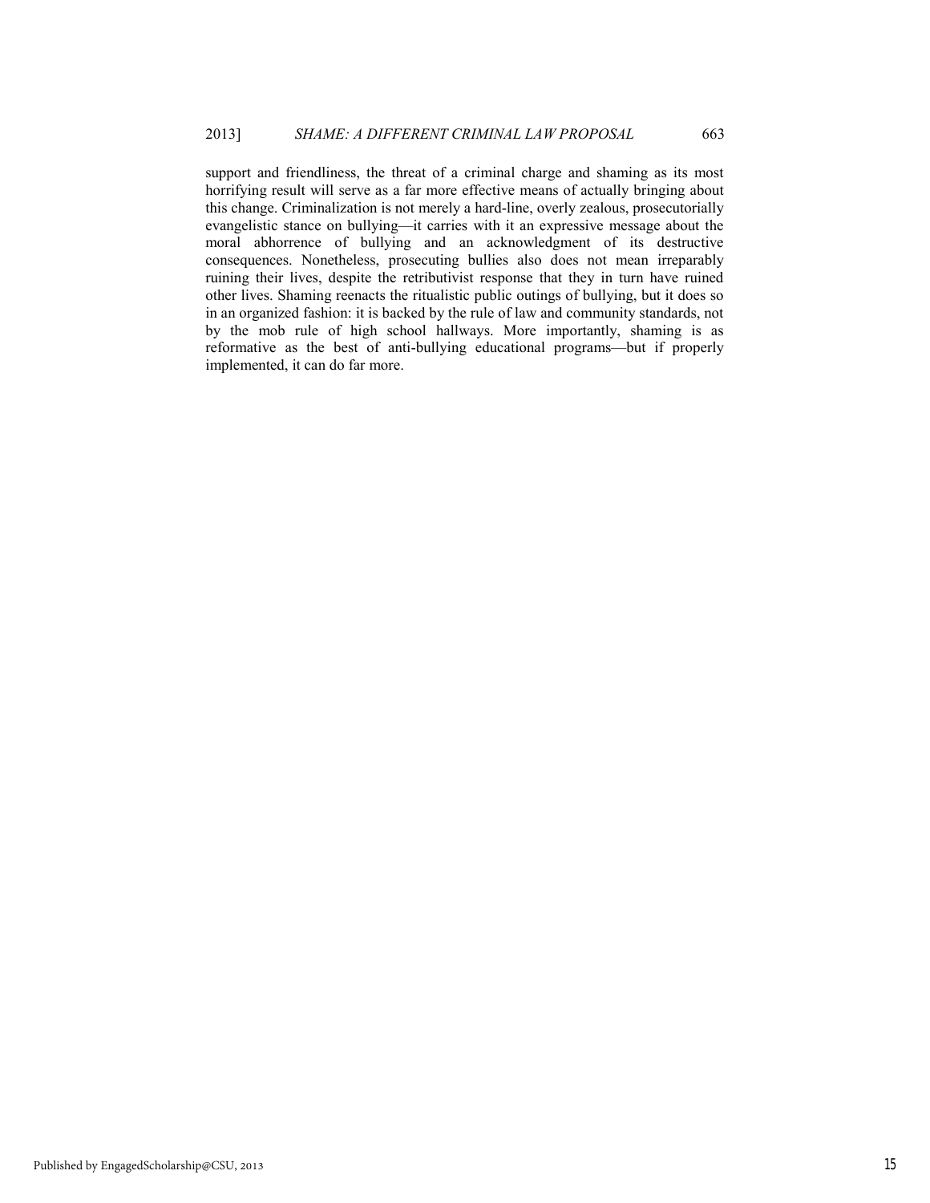support and friendliness, the threat of a criminal charge and shaming as its most horrifying result will serve as a far more effective means of actually bringing about this change. Criminalization is not merely a hard-line, overly zealous, prosecutorially evangelistic stance on bullying—it carries with it an expressive message about the moral abhorrence of bullying and an acknowledgment of its destructive consequences. Nonetheless, prosecuting bullies also does not mean irreparably ruining their lives, despite the retributivist response that they in turn have ruined other lives. Shaming reenacts the ritualistic public outings of bullying, but it does so in an organized fashion: it is backed by the rule of law and community standards, not by the mob rule of high school hallways. More importantly, shaming is as reformative as the best of anti-bullying educational programs—but if properly implemented, it can do far more.